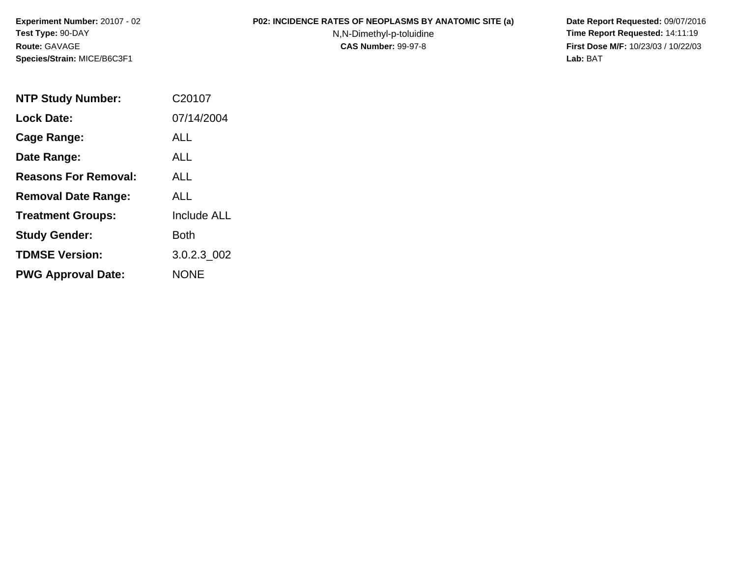**Experiment Number:** 20107 - 02
**Test Type:** 90-DAY
**Route:** GAVAGE
**Species/Strain:** MICE/B6C3F1

**P02: INCIDENCE RATES OF NEOPLASMS BY ANATOMIC SITE (a)**
N,N-Dimethyl-p-toluidine
**CAS Number:** 99-97-8

**Date Report Requested:** 09/07/2016
**Time Report Requested:** 14:11:19
**First Dose M/F:** 10/23/03 / 10/22/03
**Lab:** BAT

| | |
|---|---|
| **NTP Study Number:** | C20107 |
| **Lock Date:** | 07/14/2004 |
| **Cage Range:** | ALL |
| **Date Range:** | ALL |
| **Reasons For Removal:** | ALL |
| **Removal Date Range:** | ALL |
| **Treatment Groups:** | Include ALL |
| **Study Gender:** | Both |
| **TDMSE Version:** | 3.0.2.3_002 |
| **PWG Approval Date:** | NONE |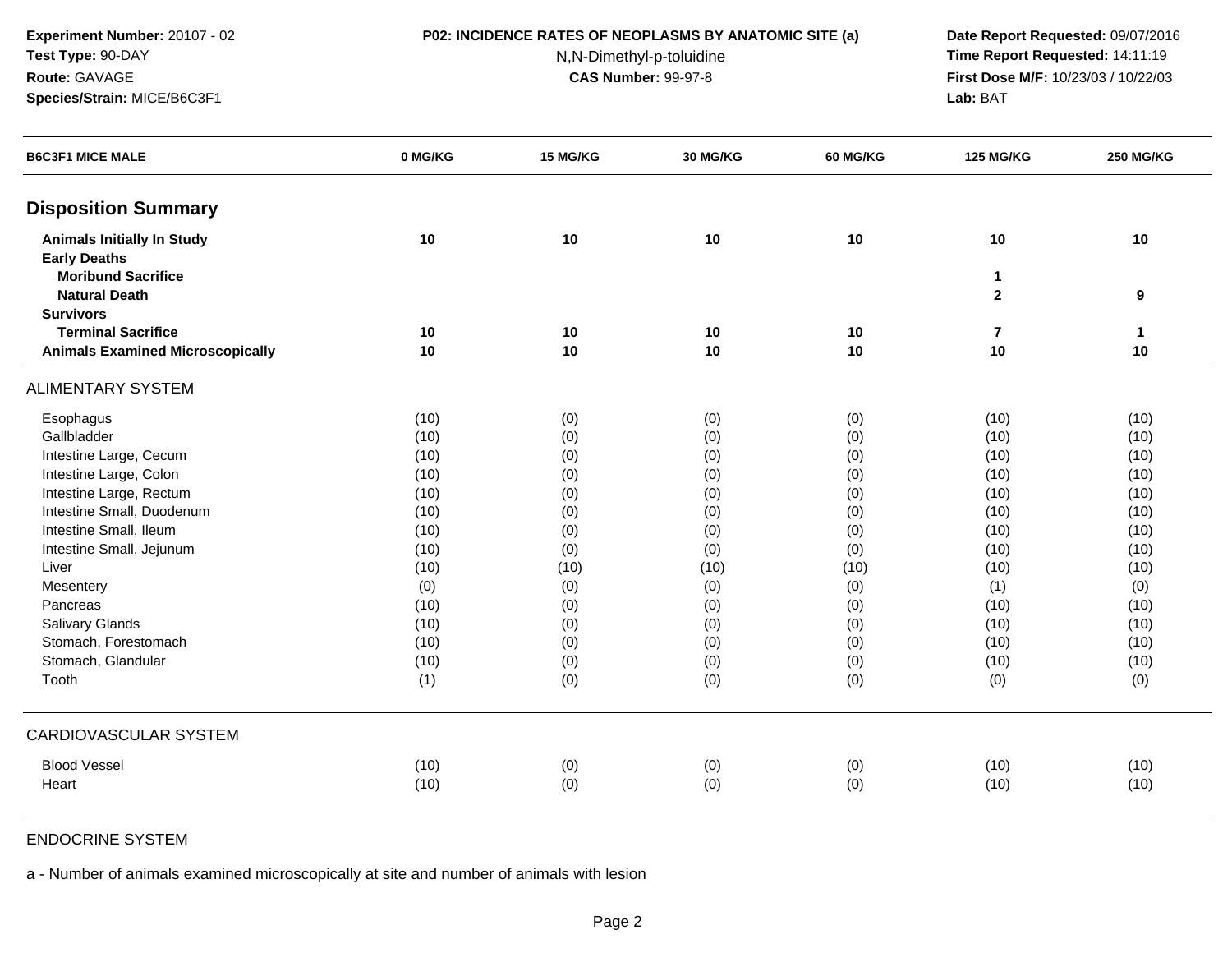Experiment Number: 20107 - 02
Test Type: 90-DAY
Route: GAVAGE
Species/Strain: MICE/B6C3F1

**P02: INCIDENCE RATES OF NEOPLASMS BY ANATOMIC SITE (a)**
N,N-Dimethyl-p-toluidine
**CAS Number:** 99-97-8

**Date Report Requested:** 09/07/2016
**Time Report Requested:** 14:11:19
**First Dose M/F:** 10/23/03 / 10/22/03
**Lab:** BAT

| B6C3F1 MICE MALE | 0 MG/KG | 15 MG/KG | 30 MG/KG | 60 MG/KG | 125 MG/KG | 250 MG/KG |
|---|---|---|---|---|---|---|
| **Disposition Summary** | | | | | | |
| **Animals Initially In Study** | 10 | 10 | 10 | 10 | 10 | 10 |
| **Early Deaths** | | | | | | |
| **Moribund Sacrifice** | | | | | 1 | |
| **Natural Death** | | | | | 2 | 9 |
| **Survivors** | | | | | | |
| **Terminal Sacrifice** | 10 | 10 | 10 | 10 | 7 | 1 |
| **Animals Examined Microscopically** | 10 | 10 | 10 | 10 | 10 | 10 |
| ALIMENTARY SYSTEM | | | | | | |
| Esophagus | (10) | (0) | (0) | (0) | (10) | (10) |
| Gallbladder | (10) | (0) | (0) | (0) | (10) | (10) |
| Intestine Large, Cecum | (10) | (0) | (0) | (0) | (10) | (10) |
| Intestine Large, Colon | (10) | (0) | (0) | (0) | (10) | (10) |
| Intestine Large, Rectum | (10) | (0) | (0) | (0) | (10) | (10) |
| Intestine Small, Duodenum | (10) | (0) | (0) | (0) | (10) | (10) |
| Intestine Small, Ileum | (10) | (0) | (0) | (0) | (10) | (10) |
| Intestine Small, Jejunum | (10) | (0) | (0) | (0) | (10) | (10) |
| Liver | (10) | (10) | (10) | (10) | (10) | (10) |
| Mesentery | (0) | (0) | (0) | (0) | (1) | (0) |
| Pancreas | (10) | (0) | (0) | (0) | (10) | (10) |
| Salivary Glands | (10) | (0) | (0) | (0) | (10) | (10) |
| Stomach, Forestomach | (10) | (0) | (0) | (0) | (10) | (10) |
| Stomach, Glandular | (10) | (0) | (0) | (0) | (10) | (10) |
| Tooth | (1) | (0) | (0) | (0) | (0) | (0) |
| CARDIOVASCULAR SYSTEM | | | | | | |
| Blood Vessel | (10) | (0) | (0) | (0) | (10) | (10) |
| Heart | (10) | (0) | (0) | (0) | (10) | (10) |
| ENDOCRINE SYSTEM | | | | | | |

a - Number of animals examined microscopically at site and number of animals with lesion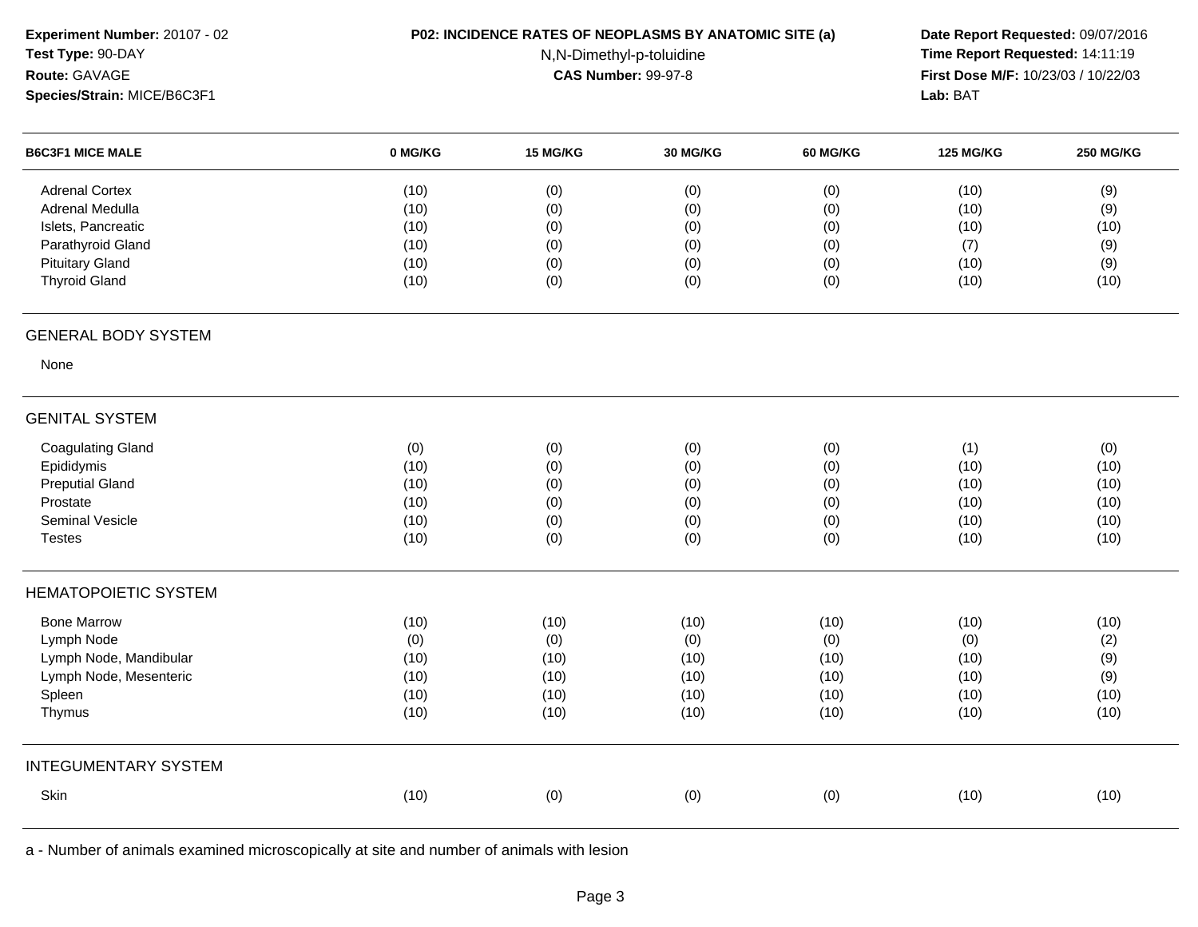**Experiment Number:** 20107 - 02
**Test Type:** 90-DAY
**Route:** GAVAGE
**Species/Strain:** MICE/B6C3F1

**P02: INCIDENCE RATES OF NEOPLASMS BY ANATOMIC SITE (a)**
N,N-Dimethyl-p-toluidine
**CAS Number:** 99-97-8

**Date Report Requested:** 09/07/2016
**Time Report Requested:** 14:11:19
**First Dose M/F:** 10/23/03 / 10/22/03
**Lab:** BAT

| B6C3F1 MICE MALE | 0 MG/KG | 15 MG/KG | 30 MG/KG | 60 MG/KG | 125 MG/KG | 250 MG/KG |
|---|---|---|---|---|---|---|
| Adrenal Cortex | (10) | (0) | (0) | (0) | (10) | (9) |
| Adrenal Medulla | (10) | (0) | (0) | (0) | (10) | (9) |
| Islets, Pancreatic | (10) | (0) | (0) | (0) | (10) | (10) |
| Parathyroid Gland | (10) | (0) | (0) | (0) | (7) | (9) |
| Pituitary Gland | (10) | (0) | (0) | (0) | (10) | (9) |
| Thyroid Gland | (10) | (0) | (0) | (0) | (10) | (10) |
| **GENERAL BODY SYSTEM** | | | | | | |
| None | | | | | | |
| **GENITAL SYSTEM** | | | | | | |
| Coagulating Gland | (0) | (0) | (0) | (0) | (1) | (0) |
| Epididymis | (10) | (0) | (0) | (0) | (10) | (10) |
| Preputial Gland | (10) | (0) | (0) | (0) | (10) | (10) |
| Prostate | (10) | (0) | (0) | (0) | (10) | (10) |
| Seminal Vesicle | (10) | (0) | (0) | (0) | (10) | (10) |
| Testes | (10) | (0) | (0) | (0) | (10) | (10) |
| **HEMATOPOIETIC SYSTEM** | | | | | | |
| Bone Marrow | (10) | (10) | (10) | (10) | (10) | (10) |
| Lymph Node | (0) | (0) | (0) | (0) | (0) | (2) |
| Lymph Node, Mandibular | (10) | (10) | (10) | (10) | (10) | (9) |
| Lymph Node, Mesenteric | (10) | (10) | (10) | (10) | (10) | (9) |
| Spleen | (10) | (10) | (10) | (10) | (10) | (10) |
| Thymus | (10) | (10) | (10) | (10) | (10) | (10) |
| **INTEGUMENTARY SYSTEM** | | | | | | |
| Skin | (10) | (0) | (0) | (0) | (10) | (10) |

a - Number of animals examined microscopically at site and number of animals with lesion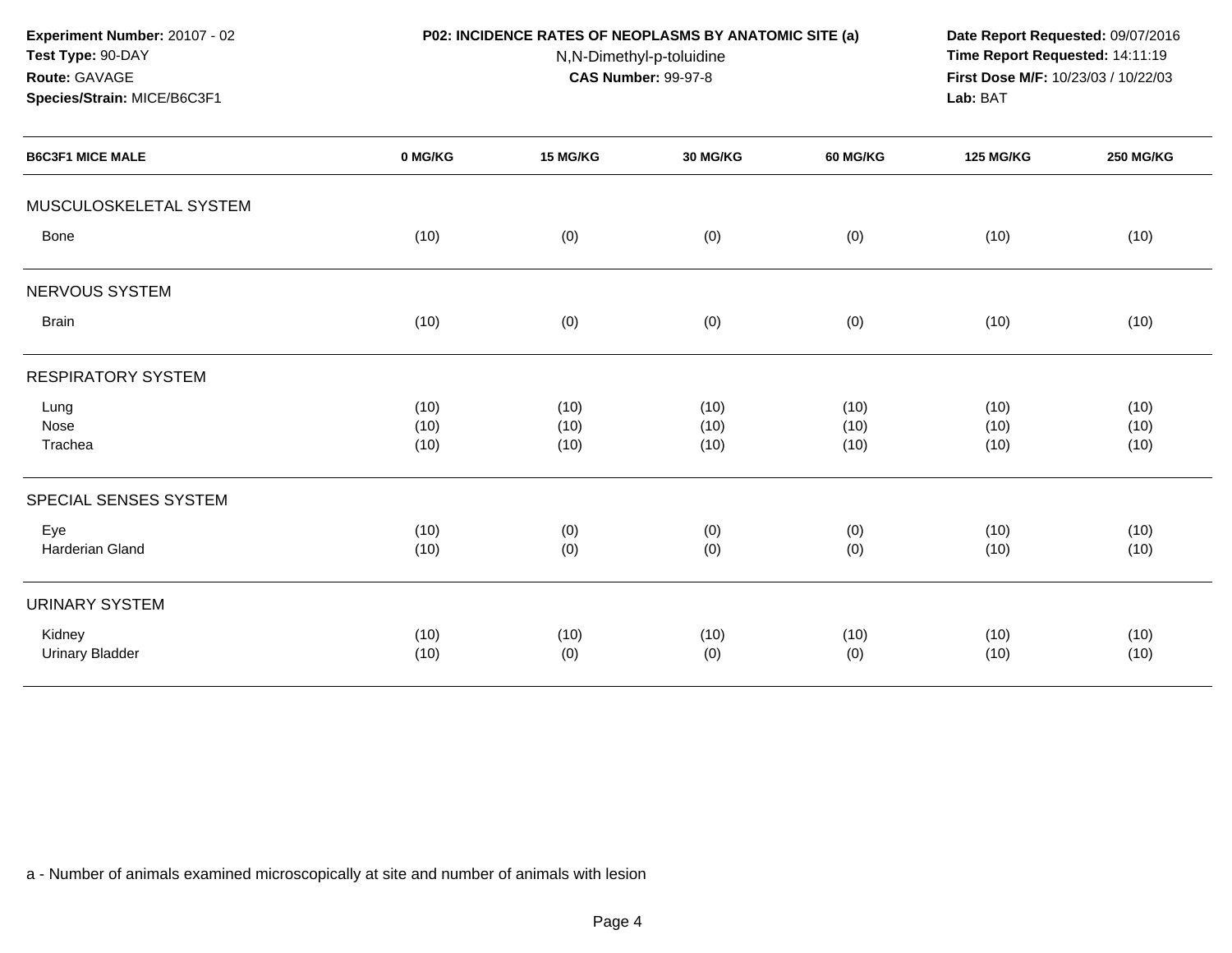**Experiment Number:** 20107 - 02
**Test Type:** 90-DAY
**Route:** GAVAGE
**Species/Strain:** MICE/B6C3F1

**P02: INCIDENCE RATES OF NEOPLASMS BY ANATOMIC SITE (a)**
N,N-Dimethyl-p-toluidine
**CAS Number:** 99-97-8

**Date Report Requested:** 09/07/2016
**Time Report Requested:** 14:11:19
**First Dose M/F:** 10/23/03 / 10/22/03
**Lab:** BAT

| B6C3F1 MICE MALE | 0 MG/KG | 15 MG/KG | 30 MG/KG | 60 MG/KG | 125 MG/KG | 250 MG/KG |
|---|---|---|---|---|---|---|
| MUSCULOSKELETAL SYSTEM | | | | | | |
| Bone | (10) | (0) | (0) | (0) | (10) | (10) |
| NERVOUS SYSTEM | | | | | | |
| Brain | (10) | (0) | (0) | (0) | (10) | (10) |
| RESPIRATORY SYSTEM | | | | | | |
| Lung | (10) | (10) | (10) | (10) | (10) | (10) |
| Nose | (10) | (10) | (10) | (10) | (10) | (10) |
| Trachea | (10) | (10) | (10) | (10) | (10) | (10) |
| SPECIAL SENSES SYSTEM | | | | | | |
| Eye | (10) | (0) | (0) | (0) | (10) | (10) |
| Harderian Gland | (10) | (0) | (0) | (0) | (10) | (10) |
| URINARY SYSTEM | | | | | | |
| Kidney | (10) | (10) | (10) | (10) | (10) | (10) |
| Urinary Bladder | (10) | (0) | (0) | (0) | (10) | (10) |

a - Number of animals examined microscopically at site and number of animals with lesion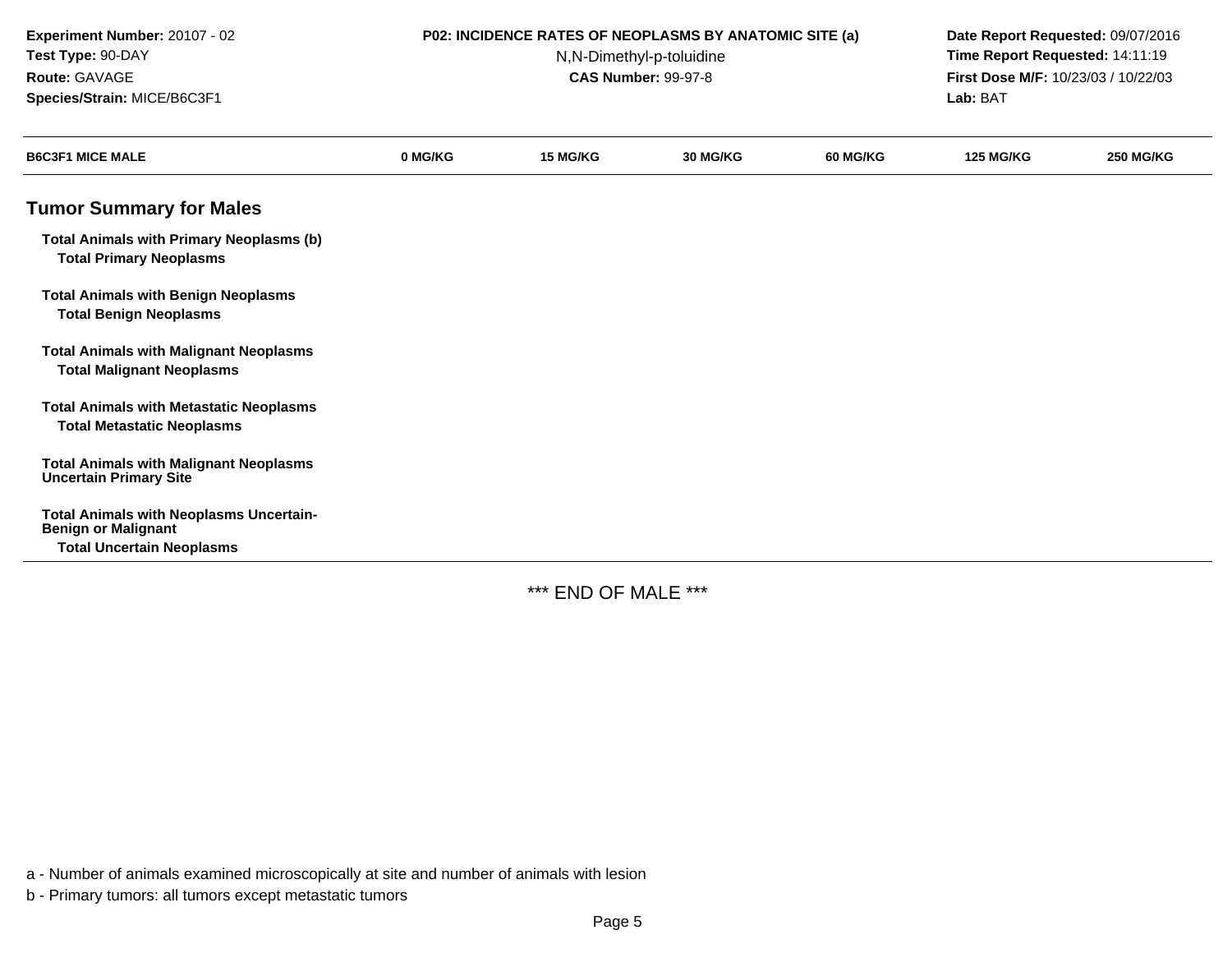**Experiment Number:** 20107 - 02
**Test Type:** 90-DAY
**Route:** GAVAGE
**Species/Strain:** MICE/B6C3F1

**P02: INCIDENCE RATES OF NEOPLASMS BY ANATOMIC SITE (a)**
N,N-Dimethyl-p-toluidine
**CAS Number:** 99-97-8

**Date Report Requested:** 09/07/2016
**Time Report Requested:** 14:11:19
**First Dose M/F:** 10/23/03 / 10/22/03
**Lab:** BAT

| B6C3F1 MICE MALE | 0 MG/KG | 15 MG/KG | 30 MG/KG | 60 MG/KG | 125 MG/KG | 250 MG/KG |
|---|---|---|---|---|---|---|
| **Tumor Summary for Males** | | | | | | |
| **Total Animals with Primary Neoplasms (b)** | | | | | | |
| **Total Primary Neoplasms** | | | | | | |
| **Total Animals with Benign Neoplasms** | | | | | | |
| **Total Benign Neoplasms** | | | | | | |
| **Total Animals with Malignant Neoplasms** | | | | | | |
| **Total Malignant Neoplasms** | | | | | | |
| **Total Animals with Metastatic Neoplasms** | | | | | | |
| **Total Metastatic Neoplasms** | | | | | | |
| **Total Animals with Malignant Neoplasms Uncertain Primary Site** | | | | | | |
| **Total Animals with Neoplasms Uncertain-Benign or Malignant** | | | | | | |
| **Total Uncertain Neoplasms** | | | | | | |

*** END OF MALE ***

a - Number of animals examined microscopically at site and number of animals with lesion

b - Primary tumors: all tumors except metastatic tumors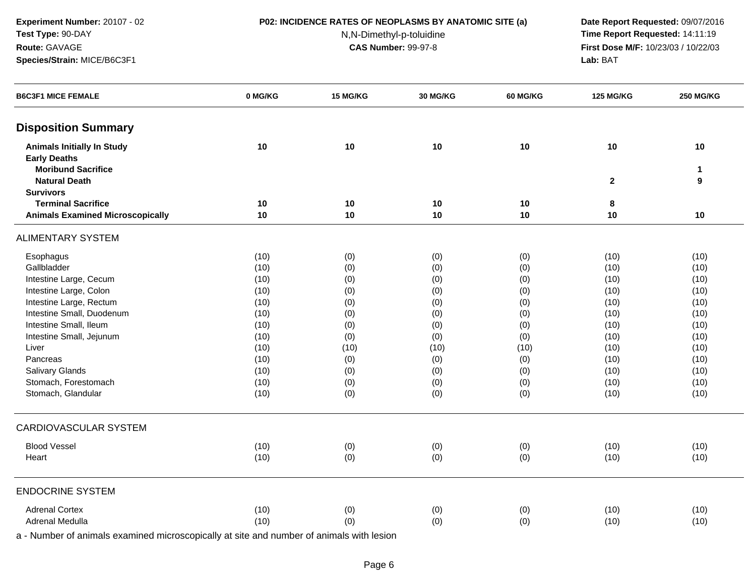**Experiment Number:** 20107 - 02
**Test Type:** 90-DAY
**Route:** GAVAGE
**Species/Strain:** MICE/B6C3F1

**P02: INCIDENCE RATES OF NEOPLASMS BY ANATOMIC SITE (a)**
N,N-Dimethyl-p-toluidine
**CAS Number:** 99-97-8

**Date Report Requested:** 09/07/2016
**Time Report Requested:** 14:11:19
**First Dose M/F:** 10/23/03 / 10/22/03
**Lab:** BAT

| B6C3F1 MICE FEMALE | 0 MG/KG | 15 MG/KG | 30 MG/KG | 60 MG/KG | 125 MG/KG | 250 MG/KG |
|---|---|---|---|---|---|---|
| **Disposition Summary** | | | | | | |
| **Animals Initially In Study** | **10** | **10** | **10** | **10** | **10** | **10** |
| **Early Deaths** | | | | | | |
| **Moribund Sacrifice** | | | | | | **1** |
| **Natural Death** | | | | | **2** | **9** |
| **Survivors** | | | | | | |
| **Terminal Sacrifice** | **10** | **10** | **10** | **10** | **8** | |
| **Animals Examined Microscopically** | **10** | **10** | **10** | **10** | **10** | **10** |
| ALIMENTARY SYSTEM | | | | | | |
| Esophagus | (10) | (0) | (0) | (0) | (10) | (10) |
| Gallbladder | (10) | (0) | (0) | (0) | (10) | (10) |
| Intestine Large, Cecum | (10) | (0) | (0) | (0) | (10) | (10) |
| Intestine Large, Colon | (10) | (0) | (0) | (0) | (10) | (10) |
| Intestine Large, Rectum | (10) | (0) | (0) | (0) | (10) | (10) |
| Intestine Small, Duodenum | (10) | (0) | (0) | (0) | (10) | (10) |
| Intestine Small, Ileum | (10) | (0) | (0) | (0) | (10) | (10) |
| Intestine Small, Jejunum | (10) | (0) | (0) | (0) | (10) | (10) |
| Liver | (10) | (10) | (10) | (10) | (10) | (10) |
| Pancreas | (10) | (0) | (0) | (0) | (10) | (10) |
| Salivary Glands | (10) | (0) | (0) | (0) | (10) | (10) |
| Stomach, Forestomach | (10) | (0) | (0) | (0) | (10) | (10) |
| Stomach, Glandular | (10) | (0) | (0) | (0) | (10) | (10) |
| CARDIOVASCULAR SYSTEM | | | | | | |
| Blood Vessel | (10) | (0) | (0) | (0) | (10) | (10) |
| Heart | (10) | (0) | (0) | (0) | (10) | (10) |
| ENDOCRINE SYSTEM | | | | | | |
| Adrenal Cortex | (10) | (0) | (0) | (0) | (10) | (10) |
| Adrenal Medulla | (10) | (0) | (0) | (0) | (10) | (10) |

a - Number of animals examined microscopically at site and number of animals with lesion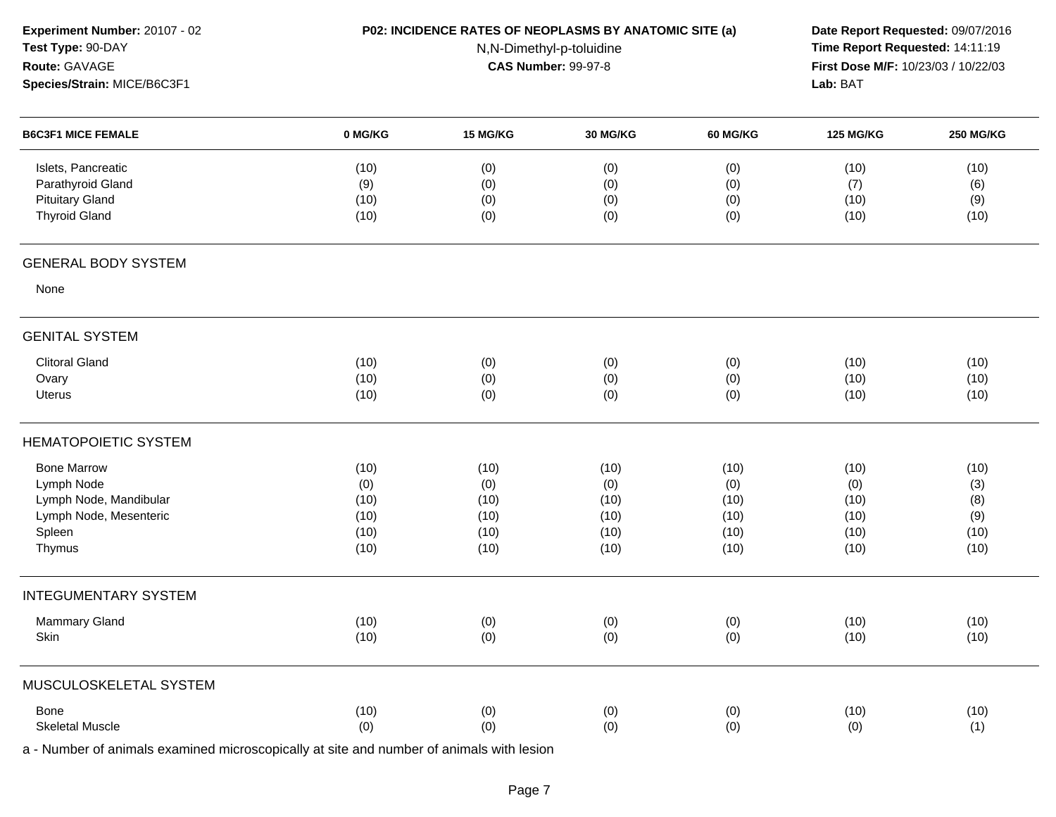**Experiment Number:** 20107 - 02
**Test Type:** 90-DAY
**Route:** GAVAGE
**Species/Strain:** MICE/B6C3F1

**P02: INCIDENCE RATES OF NEOPLASMS BY ANATOMIC SITE (a)**
N,N-Dimethyl-p-toluidine
**CAS Number:** 99-97-8

**Date Report Requested:** 09/07/2016
**Time Report Requested:** 14:11:19
**First Dose M/F:** 10/23/03 / 10/22/03
**Lab:** BAT

| B6C3F1 MICE FEMALE | 0 MG/KG | 15 MG/KG | 30 MG/KG | 60 MG/KG | 125 MG/KG | 250 MG/KG |
|---|---|---|---|---|---|---|
| Islets, Pancreatic | (10) | (0) | (0) | (0) | (10) | (10) |
| Parathyroid Gland | (9) | (0) | (0) | (0) | (7) | (6) |
| Pituitary Gland | (10) | (0) | (0) | (0) | (10) | (9) |
| Thyroid Gland | (10) | (0) | (0) | (0) | (10) | (10) |
| **GENERAL BODY SYSTEM** | | | | | | |
| None | | | | | | |
| **GENITAL SYSTEM** | | | | | | |
| Clitoral Gland | (10) | (0) | (0) | (0) | (10) | (10) |
| Ovary | (10) | (0) | (0) | (0) | (10) | (10) |
| Uterus | (10) | (0) | (0) | (0) | (10) | (10) |
| **HEMATOPOIETIC SYSTEM** | | | | | | |
| Bone Marrow | (10) | (10) | (10) | (10) | (10) | (10) |
| Lymph Node | (0) | (0) | (0) | (0) | (0) | (3) |
| Lymph Node, Mandibular | (10) | (10) | (10) | (10) | (10) | (8) |
| Lymph Node, Mesenteric | (10) | (10) | (10) | (10) | (10) | (9) |
| Spleen | (10) | (10) | (10) | (10) | (10) | (10) |
| Thymus | (10) | (10) | (10) | (10) | (10) | (10) |
| **INTEGUMENTARY SYSTEM** | | | | | | |
| Mammary Gland | (10) | (0) | (0) | (0) | (10) | (10) |
| Skin | (10) | (0) | (0) | (0) | (10) | (10) |
| **MUSCULOSKELETAL SYSTEM** | | | | | | |
| Bone | (10) | (0) | (0) | (0) | (10) | (10) |
| Skeletal Muscle | (0) | (0) | (0) | (0) | (0) | (1) |

a - Number of animals examined microscopically at site and number of animals with lesion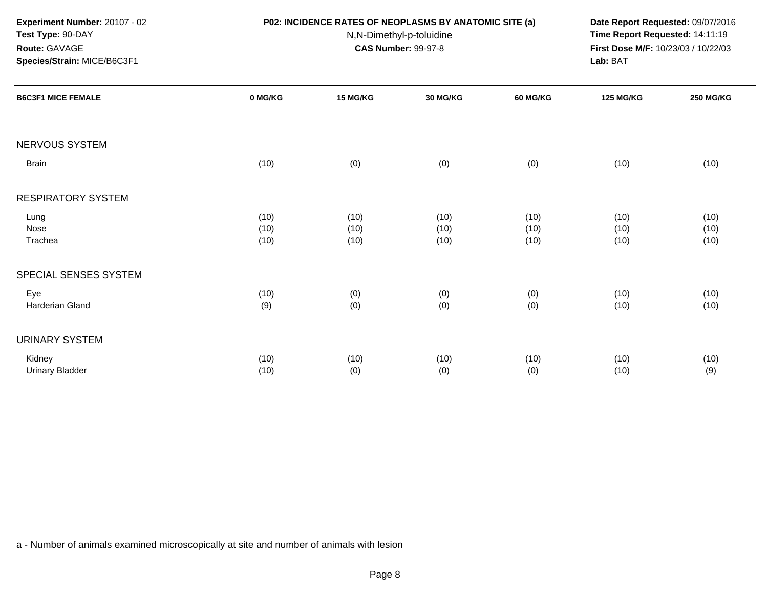**Experiment Number:** 20107 - 02
**Test Type:** 90-DAY
**Route:** GAVAGE
**Species/Strain:** MICE/B6C3F1

**P02: INCIDENCE RATES OF NEOPLASMS BY ANATOMIC SITE (a)**
N,N-Dimethyl-p-toluidine
**CAS Number:** 99-97-8

**Date Report Requested:** 09/07/2016
**Time Report Requested:** 14:11:19
**First Dose M/F:** 10/23/03 / 10/22/03
**Lab:** BAT

| B6C3F1 MICE FEMALE | 0 MG/KG | 15 MG/KG | 30 MG/KG | 60 MG/KG | 125 MG/KG | 250 MG/KG |
|---|---|---|---|---|---|---|
| NERVOUS SYSTEM | | | | | | |
| Brain | (10) | (0) | (0) | (0) | (10) | (10) |
| RESPIRATORY SYSTEM | | | | | | |
| Lung | (10) | (10) | (10) | (10) | (10) | (10) |
| Nose | (10) | (10) | (10) | (10) | (10) | (10) |
| Trachea | (10) | (10) | (10) | (10) | (10) | (10) |
| SPECIAL SENSES SYSTEM | | | | | | |
| Eye | (10) | (0) | (0) | (0) | (10) | (10) |
| Harderian Gland | (9) | (0) | (0) | (0) | (10) | (10) |
| URINARY SYSTEM | | | | | | |
| Kidney | (10) | (10) | (10) | (10) | (10) | (10) |
| Urinary Bladder | (10) | (0) | (0) | (0) | (10) | (9) |

a - Number of animals examined microscopically at site and number of animals with lesion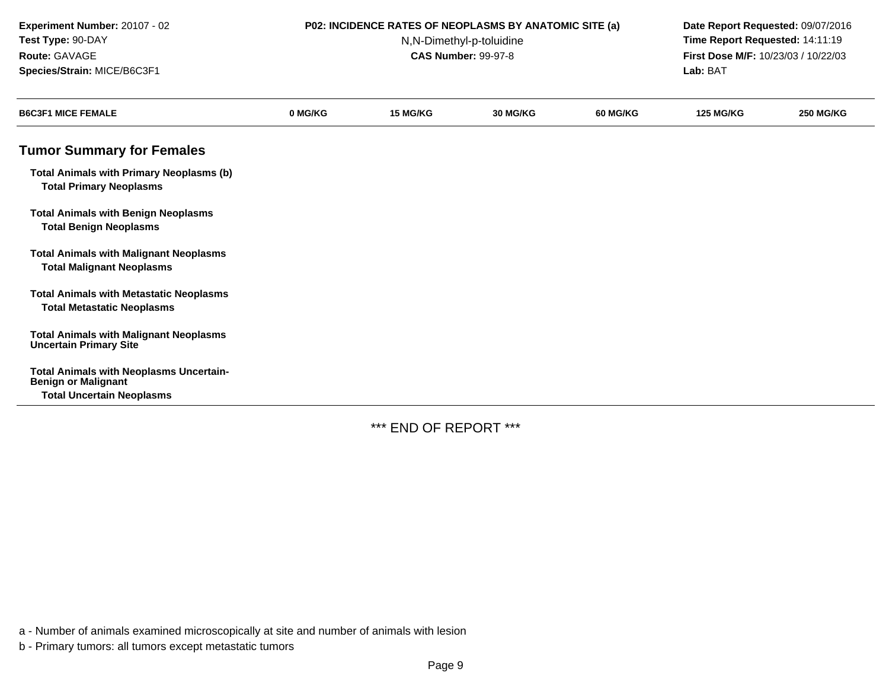**Experiment Number:** 20107 - 02
**Test Type:** 90-DAY
**Route:** GAVAGE
**Species/Strain:** MICE/B6C3F1

**P02: INCIDENCE RATES OF NEOPLASMS BY ANATOMIC SITE (a)**
N,N-Dimethyl-p-toluidine
**CAS Number:** 99-97-8

**Date Report Requested:** 09/07/2016
**Time Report Requested:** 14:11:19
**First Dose M/F:** 10/23/03 / 10/22/03
**Lab:** BAT

| B6C3F1 MICE FEMALE | 0 MG/KG | 15 MG/KG | 30 MG/KG | 60 MG/KG | 125 MG/KG | 250 MG/KG |
|---|---|---|---|---|---|---|
| **Tumor Summary for Females** | | | | | | |
| **Total Animals with Primary Neoplasms (b)** | | | | | | |
| **Total Primary Neoplasms** | | | | | | |
| **Total Animals with Benign Neoplasms** | | | | | | |
| **Total Benign Neoplasms** | | | | | | |
| **Total Animals with Malignant Neoplasms** | | | | | | |
| **Total Malignant Neoplasms** | | | | | | |
| **Total Animals with Metastatic Neoplasms** | | | | | | |
| **Total Metastatic Neoplasms** | | | | | | |
| **Total Animals with Malignant Neoplasms Uncertain Primary Site** | | | | | | |
| **Total Animals with Neoplasms Uncertain-Benign or Malignant** | | | | | | |
| **Total Uncertain Neoplasms** | | | | | | |

*** END OF REPORT ***

a - Number of animals examined microscopically at site and number of animals with lesion

b - Primary tumors: all tumors except metastatic tumors